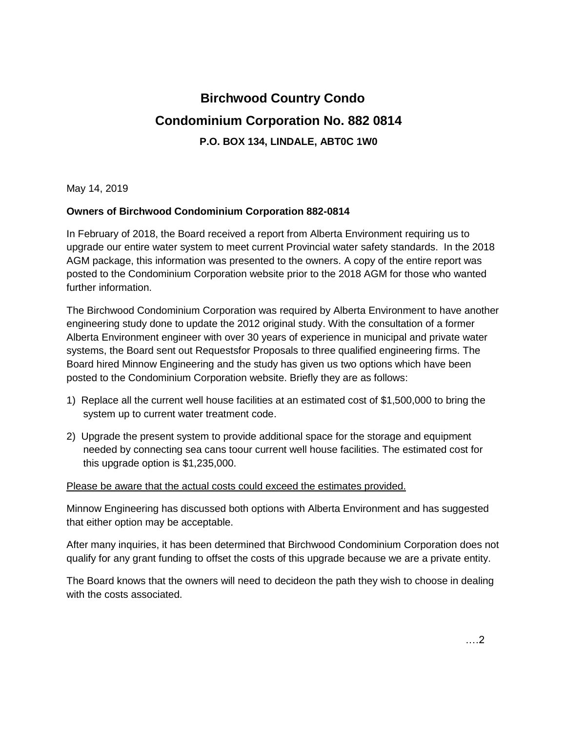# Birchwood Country Condo

## Condominium Corporation No. 882 0814

### P.O. BOX 134, LINDALE, ABT0C 1W0

May 14, 2019

**Owners of Birchwood Condominium Corporation 882-0814**

In February of 2018, the Board received a report from Alberta Environment requiring us to upgrade our entire water system to meet current Provincial water safety standards. In the 2018 AGM package, this information was presented to the owners. A copy of the entire report was posted to the Condominium Corporation website prior to the 2018 AGM for those who wanted further information.

The Birchwood Condominium Corporation was required by Alberta Environment to have another engineering study done to update the 2012 original study. With the consultation of a former Alberta Environment engineer with over 30 years of experience in municipal and private water systems, the Board sent out Requestsfor Proposals to three qualified engineering firms. The Board hired Minnow Engineering and the study has given us two options which have been posted to the Condominium Corporation website. Briefly they are as follows:

1) Replace all the current well house facilities at an estimated cost of $1,500,000 to bring the system up to current water treatment code.
2) Upgrade the present system to provide additional space for the storage and equipment needed by connecting sea cans toour current well house facilities. The estimated cost for this upgrade option is $1,235,000.

<u>Please be aware that the actual costs could exceed the estimates provided.</u>

Minnow Engineering has discussed both options with Alberta Environment and has suggested that either option may be acceptable.

After many inquiries, it has been determined that Birchwood Condominium Corporation does not qualify for any grant funding to offset the costs of this upgrade because we are a private entity.

The Board knows that the owners will need to decideon the path they wish to choose in dealing with the costs associated.

….2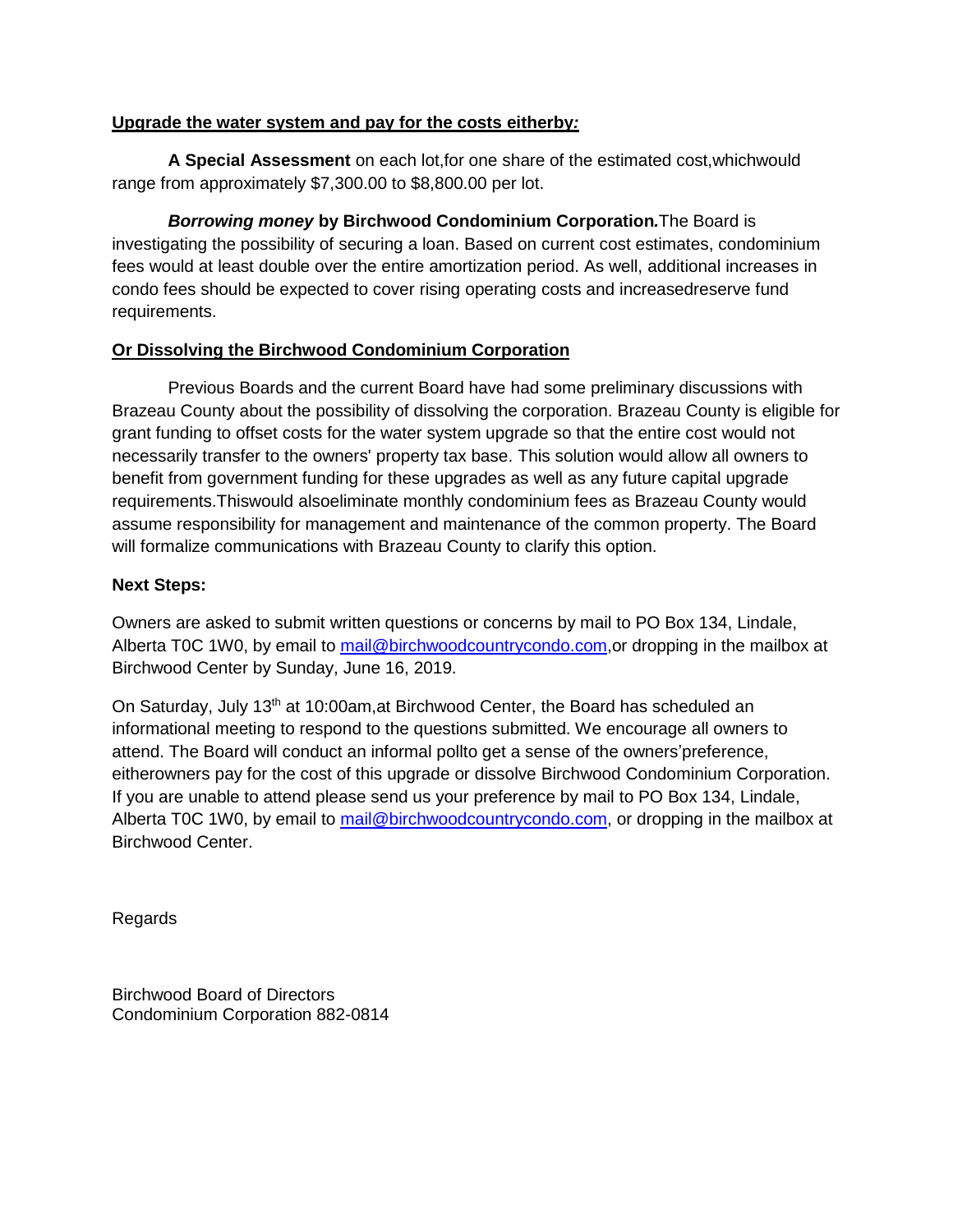**Upgrade the water system and pay for the costs eitherby:**

**A Special Assessment** on each lot,for one share of the estimated cost,whichwould range from approximately $7,300.00 to $8,800.00 per lot.

***Borrowing money* by Birchwood Condominium Corporation.** The Board is investigating the possibility of securing a loan. Based on current cost estimates, condominium fees would at least double over the entire amortization period. As well, additional increases in condo fees should be expected to cover rising operating costs and increasedreserve fund requirements.

**Or Dissolving the Birchwood Condominium Corporation**

Previous Boards and the current Board have had some preliminary discussions with Brazeau County about the possibility of dissolving the corporation. Brazeau County is eligible for grant funding to offset costs for the water system upgrade so that the entire cost would not necessarily transfer to the owners' property tax base. This solution would allow all owners to benefit from government funding for these upgrades as well as any future capital upgrade requirements.Thiswould alsoeliminate monthly condominium fees as Brazeau County would assume responsibility for management and maintenance of the common property. The Board will formalize communications with Brazeau County to clarify this option.

**Next Steps:**

Owners are asked to submit written questions or concerns by mail to PO Box 134, Lindale, Alberta T0C 1W0, by email to mail@birchwoodcountrycondo.com,or dropping in the mailbox at Birchwood Center by Sunday, June 16, 2019.

On Saturday, July 13th at 10:00am,at Birchwood Center, the Board has scheduled an informational meeting to respond to the questions submitted. We encourage all owners to attend. The Board will conduct an informal pollto get a sense of the owners'preference, eitherowners pay for the cost of this upgrade or dissolve Birchwood Condominium Corporation. If you are unable to attend please send us your preference by mail to PO Box 134, Lindale, Alberta T0C 1W0, by email to mail@birchwoodcountrycondo.com, or dropping in the mailbox at Birchwood Center.

Regards

Birchwood Board of Directors
Condominium Corporation 882-0814